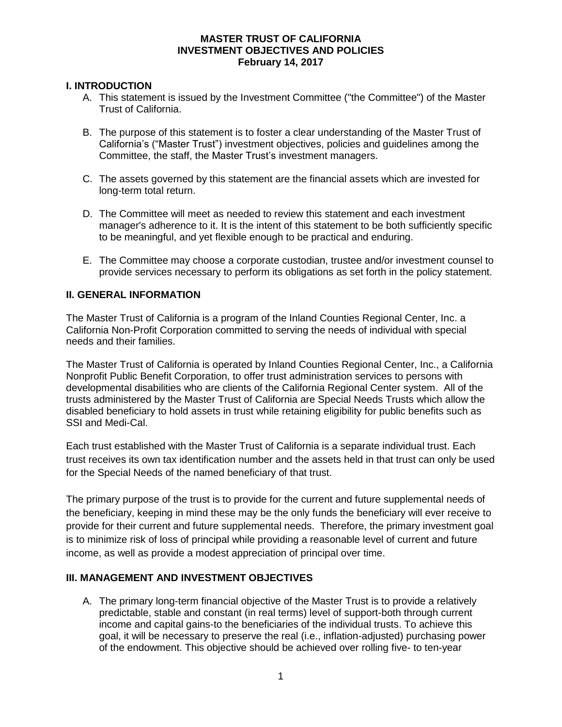**MASTER TRUST OF CALIFORNIA**
**INVESTMENT OBJECTIVES AND POLICIES**
**February 14, 2017**

## I. INTRODUCTION

A. This statement is issued by the Investment Committee ("the Committee") of the Master Trust of California.

B. The purpose of this statement is to foster a clear understanding of the Master Trust of California's ("Master Trust") investment objectives, policies and guidelines among the Committee, the staff, the Master Trust's investment managers.

C. The assets governed by this statement are the financial assets which are invested for long-term total return.

D. The Committee will meet as needed to review this statement and each investment manager's adherence to it. It is the intent of this statement to be both sufficiently specific to be meaningful, and yet flexible enough to be practical and enduring.

E. The Committee may choose a corporate custodian, trustee and/or investment counsel to provide services necessary to perform its obligations as set forth in the policy statement.

## II. GENERAL INFORMATION

The Master Trust of California is a program of the Inland Counties Regional Center, Inc. a California Non-Profit Corporation committed to serving the needs of individual with special needs and their families.

The Master Trust of California is operated by Inland Counties Regional Center, Inc., a California Nonprofit Public Benefit Corporation, to offer trust administration services to persons with developmental disabilities who are clients of the California Regional Center system. All of the trusts administered by the Master Trust of California are Special Needs Trusts which allow the disabled beneficiary to hold assets in trust while retaining eligibility for public benefits such as SSI and Medi-Cal.

Each trust established with the Master Trust of California is a separate individual trust. Each trust receives its own tax identification number and the assets held in that trust can only be used for the Special Needs of the named beneficiary of that trust.

The primary purpose of the trust is to provide for the current and future supplemental needs of the beneficiary, keeping in mind these may be the only funds the beneficiary will ever receive to provide for their current and future supplemental needs. Therefore, the primary investment goal is to minimize risk of loss of principal while providing a reasonable level of current and future income, as well as provide a modest appreciation of principal over time.

## III. MANAGEMENT AND INVESTMENT OBJECTIVES

A. The primary long-term financial objective of the Master Trust is to provide a relatively predictable, stable and constant (in real terms) level of support-both through current income and capital gains-to the beneficiaries of the individual trusts. To achieve this goal, it will be necessary to preserve the real (i.e., inflation-adjusted) purchasing power of the endowment. This objective should be achieved over rolling five- to ten-year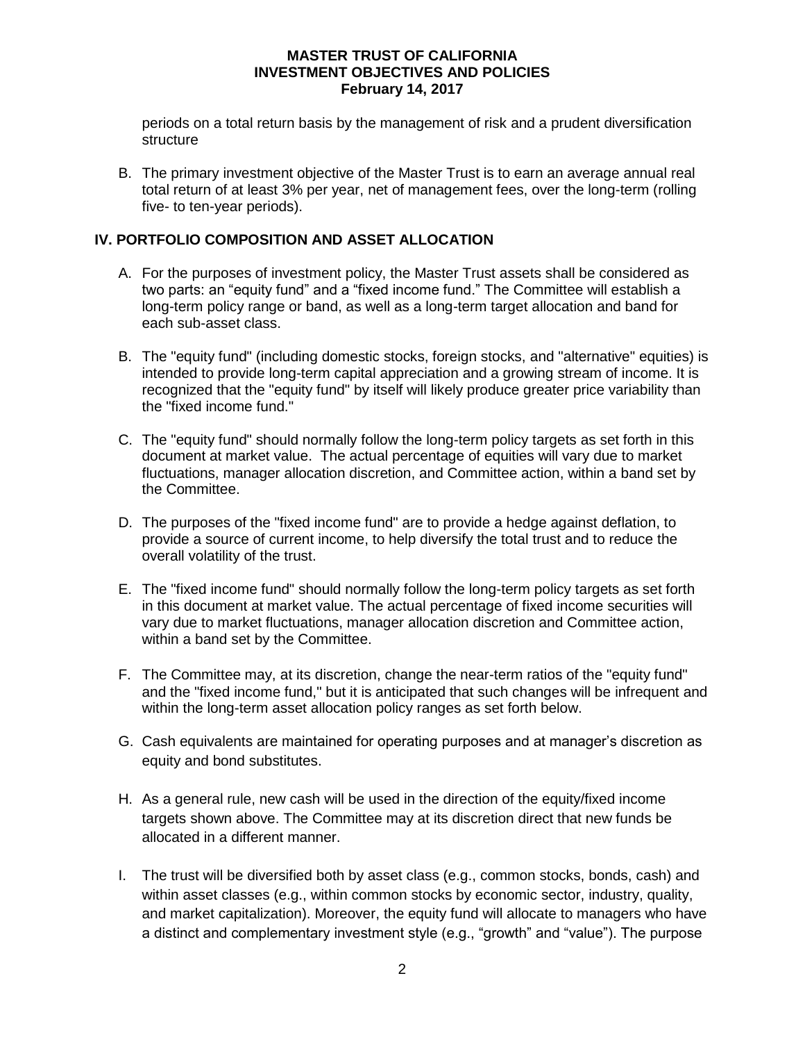periods on a total return basis by the management of risk and a prudent diversification structure

B. The primary investment objective of the Master Trust is to earn an average annual real total return of at least 3% per year, net of management fees, over the long-term (rolling five- to ten-year periods).

## IV. PORTFOLIO COMPOSITION AND ASSET ALLOCATION

A. For the purposes of investment policy, the Master Trust assets shall be considered as two parts: an "equity fund" and a "fixed income fund." The Committee will establish a long-term policy range or band, as well as a long-term target allocation and band for each sub-asset class.

B. The "equity fund" (including domestic stocks, foreign stocks, and "alternative" equities) is intended to provide long-term capital appreciation and a growing stream of income. It is recognized that the "equity fund" by itself will likely produce greater price variability than the "fixed income fund."

C. The "equity fund" should normally follow the long-term policy targets as set forth in this document at market value. The actual percentage of equities will vary due to market fluctuations, manager allocation discretion, and Committee action, within a band set by the Committee.

D. The purposes of the "fixed income fund" are to provide a hedge against deflation, to provide a source of current income, to help diversify the total trust and to reduce the overall volatility of the trust.

E. The "fixed income fund" should normally follow the long-term policy targets as set forth in this document at market value. The actual percentage of fixed income securities will vary due to market fluctuations, manager allocation discretion and Committee action, within a band set by the Committee.

F. The Committee may, at its discretion, change the near-term ratios of the "equity fund" and the "fixed income fund," but it is anticipated that such changes will be infrequent and within the long-term asset allocation policy ranges as set forth below.

G. Cash equivalents are maintained for operating purposes and at manager's discretion as equity and bond substitutes.

H. As a general rule, new cash will be used in the direction of the equity/fixed income targets shown above. The Committee may at its discretion direct that new funds be allocated in a different manner.

I. The trust will be diversified both by asset class (e.g., common stocks, bonds, cash) and within asset classes (e.g., within common stocks by economic sector, industry, quality, and market capitalization). Moreover, the equity fund will allocate to managers who have a distinct and complementary investment style (e.g., "growth" and "value"). The purpose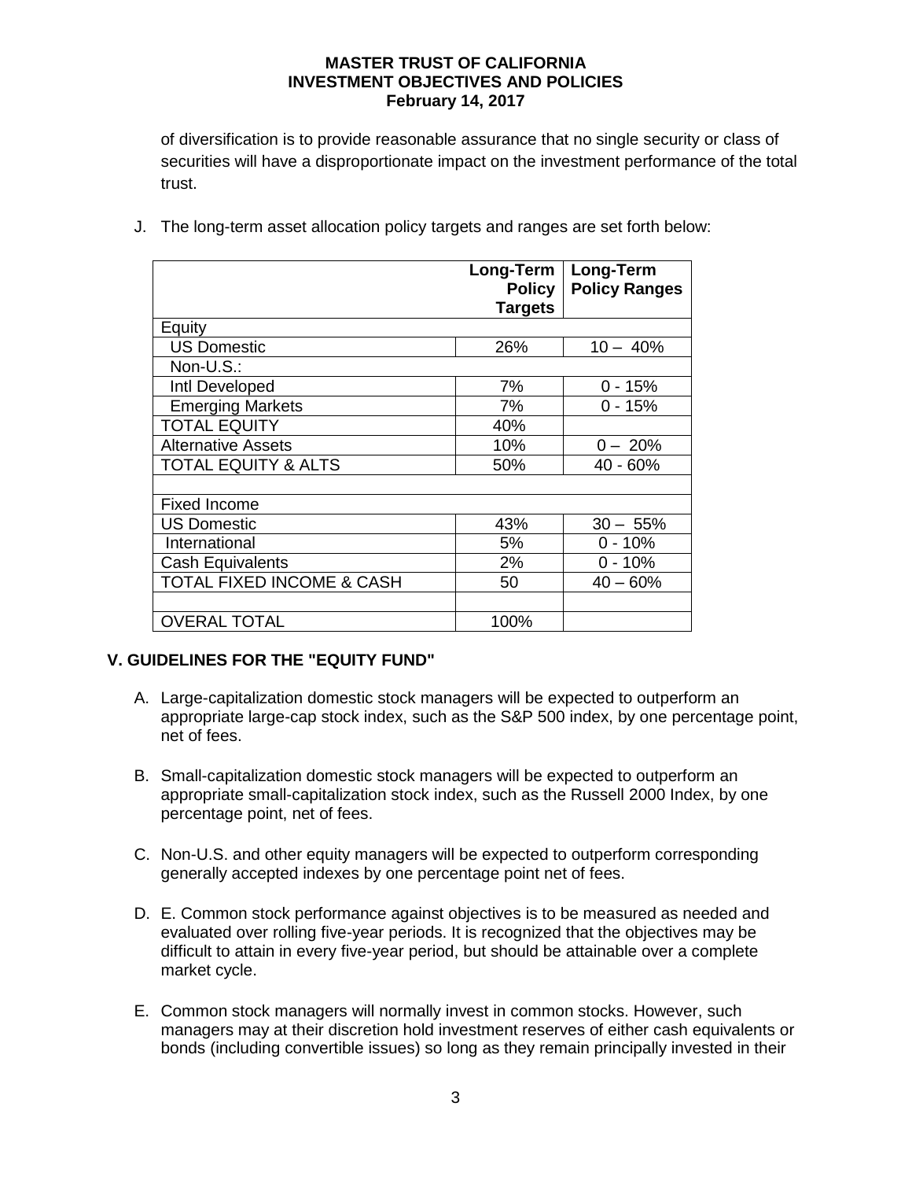of diversification is to provide reasonable assurance that no single security or class of securities will have a disproportionate impact on the investment performance of the total trust.

J. The long-term asset allocation policy targets and ranges are set forth below:

| | Long-Term Policy Targets | Long-Term Policy Ranges |
|---|---|---|
| Equity | | |
| US Domestic | 26% | 10 – 40% |
| Non-U.S.: | | |
| Intl Developed | 7% | 0 - 15% |
| Emerging Markets | 7% | 0 - 15% |
| TOTAL EQUITY | 40% | |
| Alternative Assets | 10% | 0 – 20% |
| TOTAL EQUITY & ALTS | 50% | 40 - 60% |
| | | |
| Fixed Income | | |
| US Domestic | 43% | 30 – 55% |
| International | 5% | 0 - 10% |
| Cash Equivalents | 2% | 0 - 10% |
| TOTAL FIXED INCOME & CASH | 50 | 40 – 60% |
| | | |
| OVERAL TOTAL | 100% | |

## V. GUIDELINES FOR THE "EQUITY FUND"

A. Large-capitalization domestic stock managers will be expected to outperform an appropriate large-cap stock index, such as the S&P 500 index, by one percentage point, net of fees.

B. Small-capitalization domestic stock managers will be expected to outperform an appropriate small-capitalization stock index, such as the Russell 2000 Index, by one percentage point, net of fees.

C. Non-U.S. and other equity managers will be expected to outperform corresponding generally accepted indexes by one percentage point net of fees.

D. E. Common stock performance against objectives is to be measured as needed and evaluated over rolling five-year periods. It is recognized that the objectives may be difficult to attain in every five-year period, but should be attainable over a complete market cycle.

E. Common stock managers will normally invest in common stocks. However, such managers may at their discretion hold investment reserves of either cash equivalents or bonds (including convertible issues) so long as they remain principally invested in their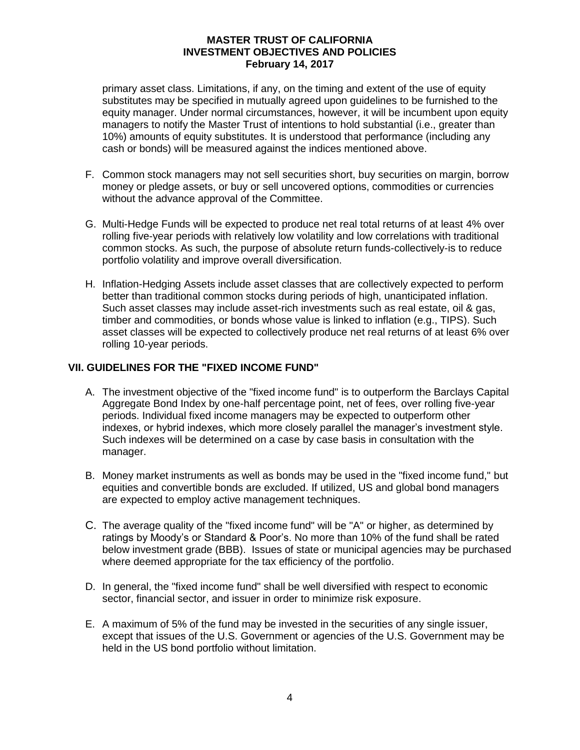primary asset class. Limitations, if any, on the timing and extent of the use of equity substitutes may be specified in mutually agreed upon guidelines to be furnished to the equity manager. Under normal circumstances, however, it will be incumbent upon equity managers to notify the Master Trust of intentions to hold substantial (i.e., greater than 10%) amounts of equity substitutes. It is understood that performance (including any cash or bonds) will be measured against the indices mentioned above.

F. Common stock managers may not sell securities short, buy securities on margin, borrow money or pledge assets, or buy or sell uncovered options, commodities or currencies without the advance approval of the Committee.

G. Multi-Hedge Funds will be expected to produce net real total returns of at least 4% over rolling five-year periods with relatively low volatility and low correlations with traditional common stocks. As such, the purpose of absolute return funds-collectively-is to reduce portfolio volatility and improve overall diversification.

H. Inflation-Hedging Assets include asset classes that are collectively expected to perform better than traditional common stocks during periods of high, unanticipated inflation. Such asset classes may include asset-rich investments such as real estate, oil & gas, timber and commodities, or bonds whose value is linked to inflation (e.g., TIPS). Such asset classes will be expected to collectively produce net real returns of at least 6% over rolling 10-year periods.

## VII. GUIDELINES FOR THE "FIXED INCOME FUND"

A. The investment objective of the "fixed income fund" is to outperform the Barclays Capital Aggregate Bond Index by one-half percentage point, net of fees, over rolling five-year periods. Individual fixed income managers may be expected to outperform other indexes, or hybrid indexes, which more closely parallel the manager's investment style. Such indexes will be determined on a case by case basis in consultation with the manager.

B. Money market instruments as well as bonds may be used in the "fixed income fund," but equities and convertible bonds are excluded. If utilized, US and global bond managers are expected to employ active management techniques.

C. The average quality of the "fixed income fund" will be "A" or higher, as determined by ratings by Moody's or Standard & Poor's. No more than 10% of the fund shall be rated below investment grade (BBB). Issues of state or municipal agencies may be purchased where deemed appropriate for the tax efficiency of the portfolio.

D. In general, the "fixed income fund" shall be well diversified with respect to economic sector, financial sector, and issuer in order to minimize risk exposure.

E. A maximum of 5% of the fund may be invested in the securities of any single issuer, except that issues of the U.S. Government or agencies of the U.S. Government may be held in the US bond portfolio without limitation.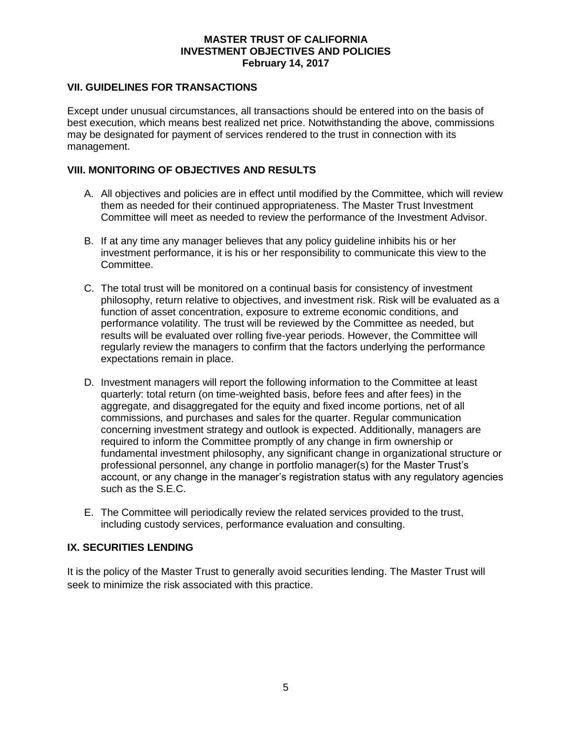## VII. GUIDELINES FOR TRANSACTIONS

Except under unusual circumstances, all transactions should be entered into on the basis of best execution, which means best realized net price. Notwithstanding the above, commissions may be designated for payment of services rendered to the trust in connection with its management.

## VIII. MONITORING OF OBJECTIVES AND RESULTS

A. All objectives and policies are in effect until modified by the Committee, which will review them as needed for their continued appropriateness. The Master Trust Investment Committee will meet as needed to review the performance of the Investment Advisor.

B. If at any time any manager believes that any policy guideline inhibits his or her investment performance, it is his or her responsibility to communicate this view to the Committee.

C. The total trust will be monitored on a continual basis for consistency of investment philosophy, return relative to objectives, and investment risk. Risk will be evaluated as a function of asset concentration, exposure to extreme economic conditions, and performance volatility. The trust will be reviewed by the Committee as needed, but results will be evaluated over rolling five-year periods. However, the Committee will regularly review the managers to confirm that the factors underlying the performance expectations remain in place.

D. Investment managers will report the following information to the Committee at least quarterly: total return (on time-weighted basis, before fees and after fees) in the aggregate, and disaggregated for the equity and fixed income portions, net of all commissions, and purchases and sales for the quarter. Regular communication concerning investment strategy and outlook is expected. Additionally, managers are required to inform the Committee promptly of any change in firm ownership or fundamental investment philosophy, any significant change in organizational structure or professional personnel, any change in portfolio manager(s) for the Master Trust's account, or any change in the manager's registration status with any regulatory agencies such as the S.E.C.

E. The Committee will periodically review the related services provided to the trust, including custody services, performance evaluation and consulting.

## IX. SECURITIES LENDING

It is the policy of the Master Trust to generally avoid securities lending. The Master Trust will seek to minimize the risk associated with this practice.